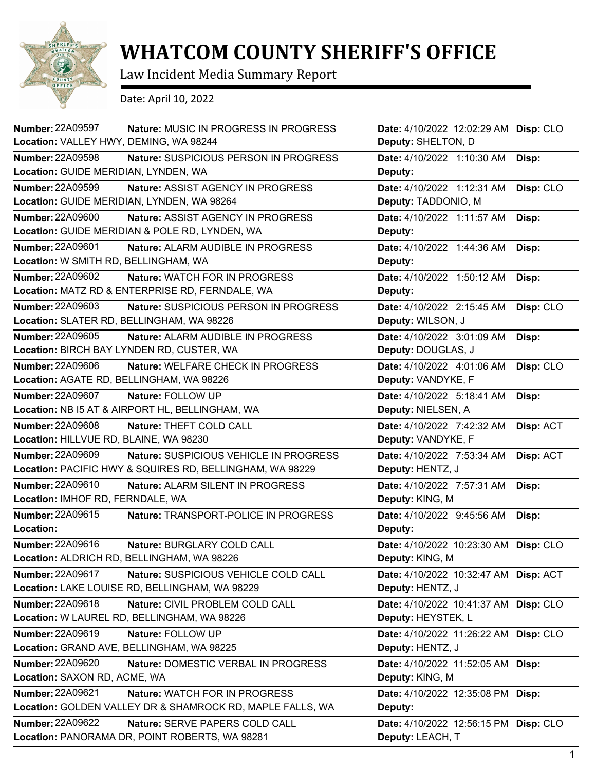# WHATCOM COUNTY SHERIFF'S OFFICE

Law Incident Media Summary Report

Date: April 10, 2022

| Number | Nature | Location | Date | Deputy | Disp |
|---|---|---|---|---|---|
| 22A09597 | MUSIC IN PROGRESS IN PROGRESS | VALLEY HWY, DEMING, WA 98244 | 4/10/2022 12:02:29 AM | SHELTON, D | CLO |
| 22A09598 | SUSPICIOUS PERSON IN PROGRESS | GUIDE MERIDIAN, LYNDEN, WA | 4/10/2022 1:10:30 AM | | |
| 22A09599 | ASSIST AGENCY IN PROGRESS | GUIDE MERIDIAN, LYNDEN, WA 98264 | 4/10/2022 1:12:31 AM | TADDONIO, M | CLO |
| 22A09600 | ASSIST AGENCY IN PROGRESS | GUIDE MERIDIAN & POLE RD, LYNDEN, WA | 4/10/2022 1:11:57 AM | | |
| 22A09601 | ALARM AUDIBLE IN PROGRESS | W SMITH RD, BELLINGHAM, WA | 4/10/2022 1:44:36 AM | | |
| 22A09602 | WATCH FOR IN PROGRESS | MATZ RD & ENTERPRISE RD, FERNDALE, WA | 4/10/2022 1:50:12 AM | | |
| 22A09603 | SUSPICIOUS PERSON IN PROGRESS | SLATER RD, BELLINGHAM, WA 98226 | 4/10/2022 2:15:45 AM | WILSON, J | CLO |
| 22A09605 | ALARM AUDIBLE IN PROGRESS | BIRCH BAY LYNDEN RD, CUSTER, WA | 4/10/2022 3:01:09 AM | DOUGLAS, J | |
| 22A09606 | WELFARE CHECK IN PROGRESS | AGATE RD, BELLINGHAM, WA 98226 | 4/10/2022 4:01:06 AM | VANDYKE, F | CLO |
| 22A09607 | FOLLOW UP | NB I5 AT & AIRPORT HL, BELLINGHAM, WA | 4/10/2022 5:18:41 AM | NIELSEN, A | |
| 22A09608 | THEFT COLD CALL | HILLVUE RD, BLAINE, WA 98230 | 4/10/2022 7:42:32 AM | VANDYKE, F | ACT |
| 22A09609 | SUSPICIOUS VEHICLE IN PROGRESS | PACIFIC HWY & SQUIRES RD, BELLINGHAM, WA 98229 | 4/10/2022 7:53:34 AM | HENTZ, J | ACT |
| 22A09610 | ALARM SILENT IN PROGRESS | IMHOF RD, FERNDALE, WA | 4/10/2022 7:57:31 AM | KING, M | |
| 22A09615 | TRANSPORT-POLICE IN PROGRESS | | 4/10/2022 9:45:56 AM | | |
| 22A09616 | BURGLARY COLD CALL | ALDRICH RD, BELLINGHAM, WA 98226 | 4/10/2022 10:23:30 AM | KING, M | CLO |
| 22A09617 | SUSPICIOUS VEHICLE COLD CALL | LAKE LOUISE RD, BELLINGHAM, WA 98229 | 4/10/2022 10:32:47 AM | HENTZ, J | ACT |
| 22A09618 | CIVIL PROBLEM COLD CALL | W LAUREL RD, BELLINGHAM, WA 98226 | 4/10/2022 10:41:37 AM | HEYSTEK, L | CLO |
| 22A09619 | FOLLOW UP | GRAND AVE, BELLINGHAM, WA 98225 | 4/10/2022 11:26:22 AM | HENTZ, J | CLO |
| 22A09620 | DOMESTIC VERBAL IN PROGRESS | SAXON RD, ACME, WA | 4/10/2022 11:52:05 AM | KING, M | |
| 22A09621 | WATCH FOR IN PROGRESS | GOLDEN VALLEY DR & SHAMROCK RD, MAPLE FALLS, WA | 4/10/2022 12:35:08 PM | | |
| 22A09622 | SERVE PAPERS COLD CALL | PANORAMA DR, POINT ROBERTS, WA 98281 | 4/10/2022 12:56:15 PM | LEACH, T | CLO |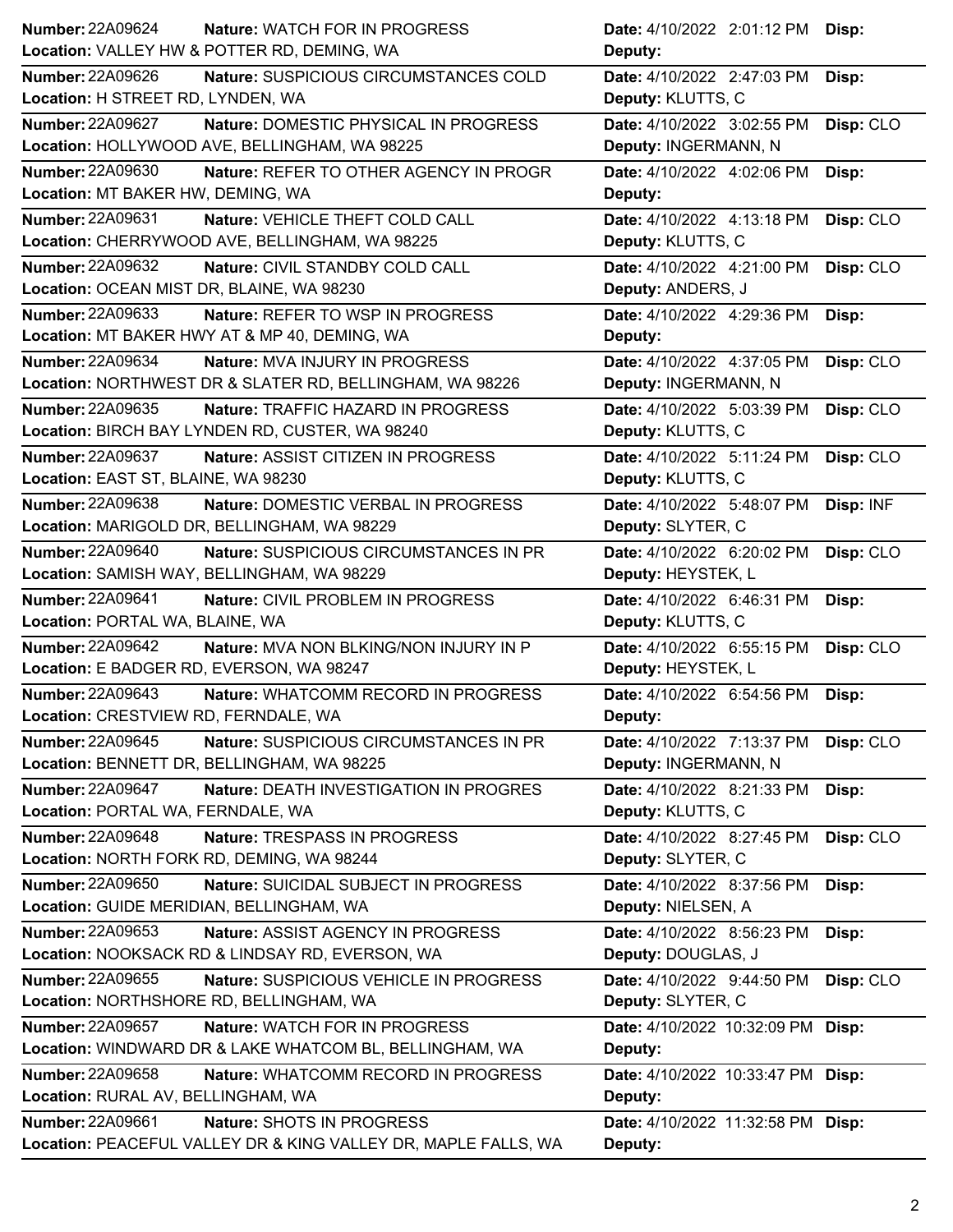**Number:** 22A09624 **Nature:** WATCH FOR IN PROGRESS **Date:** 4/10/2022 2:01:12 PM **Disp:**
**Location:** VALLEY HW & POTTER RD, DEMING, WA **Deputy:**

**Number:** 22A09626 **Nature:** SUSPICIOUS CIRCUMSTANCES COLD **Date:** 4/10/2022 2:47:03 PM **Disp:**
**Location:** H STREET RD, LYNDEN, WA **Deputy:** KLUTTS, C

**Number:** 22A09627 **Nature:** DOMESTIC PHYSICAL IN PROGRESS **Date:** 4/10/2022 3:02:55 PM **Disp:** CLO
**Location:** HOLLYWOOD AVE, BELLINGHAM, WA 98225 **Deputy:** INGERMANN, N

**Number:** 22A09630 **Nature:** REFER TO OTHER AGENCY IN PROGR **Date:** 4/10/2022 4:02:06 PM **Disp:**
**Location:** MT BAKER HW, DEMING, WA **Deputy:**

**Number:** 22A09631 **Nature:** VEHICLE THEFT COLD CALL **Date:** 4/10/2022 4:13:18 PM **Disp:** CLO
**Location:** CHERRYWOOD AVE, BELLINGHAM, WA 98225 **Deputy:** KLUTTS, C

**Number:** 22A09632 **Nature:** CIVIL STANDBY COLD CALL **Date:** 4/10/2022 4:21:00 PM **Disp:** CLO
**Location:** OCEAN MIST DR, BLAINE, WA 98230 **Deputy:** ANDERS, J

**Number:** 22A09633 **Nature:** REFER TO WSP IN PROGRESS **Date:** 4/10/2022 4:29:36 PM **Disp:**
**Location:** MT BAKER HWY AT & MP 40, DEMING, WA **Deputy:**

**Number:** 22A09634 **Nature:** MVA INJURY IN PROGRESS **Date:** 4/10/2022 4:37:05 PM **Disp:** CLO
**Location:** NORTHWEST DR & SLATER RD, BELLINGHAM, WA 98226 **Deputy:** INGERMANN, N

**Number:** 22A09635 **Nature:** TRAFFIC HAZARD IN PROGRESS **Date:** 4/10/2022 5:03:39 PM **Disp:** CLO
**Location:** BIRCH BAY LYNDEN RD, CUSTER, WA 98240 **Deputy:** KLUTTS, C

**Number:** 22A09637 **Nature:** ASSIST CITIZEN IN PROGRESS **Date:** 4/10/2022 5:11:24 PM **Disp:** CLO
**Location:** EAST ST, BLAINE, WA 98230 **Deputy:** KLUTTS, C

**Number:** 22A09638 **Nature:** DOMESTIC VERBAL IN PROGRESS **Date:** 4/10/2022 5:48:07 PM **Disp:** INF
**Location:** MARIGOLD DR, BELLINGHAM, WA 98229 **Deputy:** SLYTER, C

**Number:** 22A09640 **Nature:** SUSPICIOUS CIRCUMSTANCES IN PR **Date:** 4/10/2022 6:20:02 PM **Disp:** CLO
**Location:** SAMISH WAY, BELLINGHAM, WA 98229 **Deputy:** HEYSTEK, L

**Number:** 22A09641 **Nature:** CIVIL PROBLEM IN PROGRESS **Date:** 4/10/2022 6:46:31 PM **Disp:**
**Location:** PORTAL WA, BLAINE, WA **Deputy:** KLUTTS, C

**Number:** 22A09642 **Nature:** MVA NON BLKING/NON INJURY IN P **Date:** 4/10/2022 6:55:15 PM **Disp:** CLO
**Location:** E BADGER RD, EVERSON, WA 98247 **Deputy:** HEYSTEK, L

**Number:** 22A09643 **Nature:** WHATCOMM RECORD IN PROGRESS **Date:** 4/10/2022 6:54:56 PM **Disp:**
**Location:** CRESTVIEW RD, FERNDALE, WA **Deputy:**

**Number:** 22A09645 **Nature:** SUSPICIOUS CIRCUMSTANCES IN PR **Date:** 4/10/2022 7:13:37 PM **Disp:** CLO
**Location:** BENNETT DR, BELLINGHAM, WA 98225 **Deputy:** INGERMANN, N

**Number:** 22A09647 **Nature:** DEATH INVESTIGATION IN PROGRES **Date:** 4/10/2022 8:21:33 PM **Disp:**
**Location:** PORTAL WA, FERNDALE, WA **Deputy:** KLUTTS, C

**Number:** 22A09648 **Nature:** TRESPASS IN PROGRESS **Date:** 4/10/2022 8:27:45 PM **Disp:** CLO
**Location:** NORTH FORK RD, DEMING, WA 98244 **Deputy:** SLYTER, C

**Number:** 22A09650 **Nature:** SUICIDAL SUBJECT IN PROGRESS **Date:** 4/10/2022 8:37:56 PM **Disp:**
**Location:** GUIDE MERIDIAN, BELLINGHAM, WA **Deputy:** NIELSEN, A

**Number:** 22A09653 **Nature:** ASSIST AGENCY IN PROGRESS **Date:** 4/10/2022 8:56:23 PM **Disp:**
**Location:** NOOKSACK RD & LINDSAY RD, EVERSON, WA **Deputy:** DOUGLAS, J

**Number:** 22A09655 **Nature:** SUSPICIOUS VEHICLE IN PROGRESS **Date:** 4/10/2022 9:44:50 PM **Disp:** CLO
**Location:** NORTHSHORE RD, BELLINGHAM, WA **Deputy:** SLYTER, C

**Number:** 22A09657 **Nature:** WATCH FOR IN PROGRESS **Date:** 4/10/2022 10:32:09 PM **Disp:**
**Location:** WINDWARD DR & LAKE WHATCOM BL, BELLINGHAM, WA **Deputy:**

**Number:** 22A09658 **Nature:** WHATCOMM RECORD IN PROGRESS **Date:** 4/10/2022 10:33:47 PM **Disp:**
**Location:** RURAL AV, BELLINGHAM, WA **Deputy:**

**Number:** 22A09661 **Nature:** SHOTS IN PROGRESS **Date:** 4/10/2022 11:32:58 PM **Disp:**
**Location:** PEACEFUL VALLEY DR & KING VALLEY DR, MAPLE FALLS, WA **Deputy:**